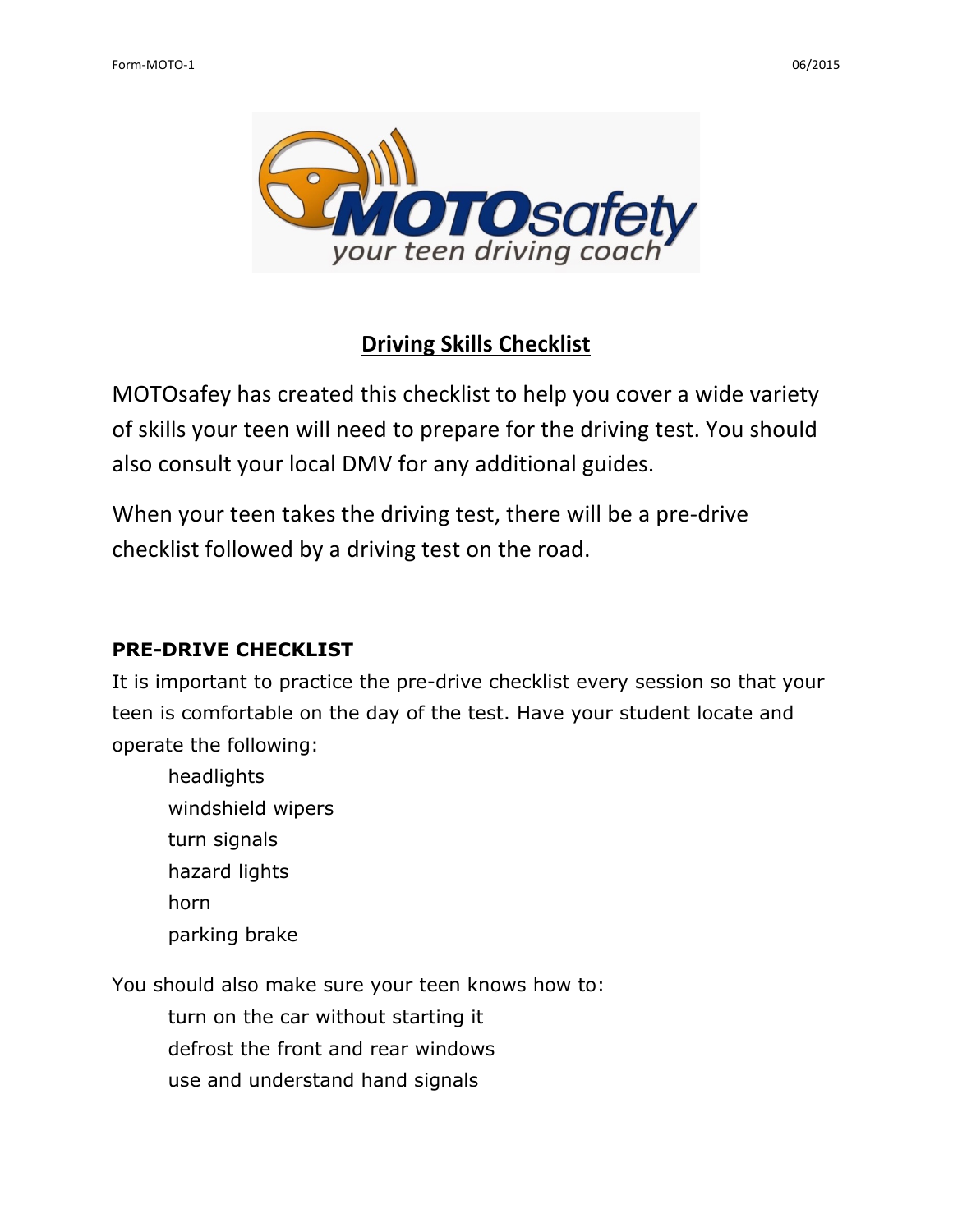# Driving Skills Checklist

MOTOsafey has created this checklist to help you cover a wide variety of skills your teen will need to prepare for the driving test. You should also consult your local DMV for any additional guides.

When your teen takes the driving test, there will be a pre-drive checklist followed by a driving test on the road.

## PRE-DRIVE CHECKLIST

It is important to practice the pre-drive checklist every session so that your teen is comfortable on the day of the test. Have your student locate and operate the following:

- headlights
- windshield wipers
- turn signals
- hazard lights
- horn
- parking brake

You should also make sure your teen knows how to:

- turn on the car without starting it
- defrost the front and rear windows
- use and understand hand signals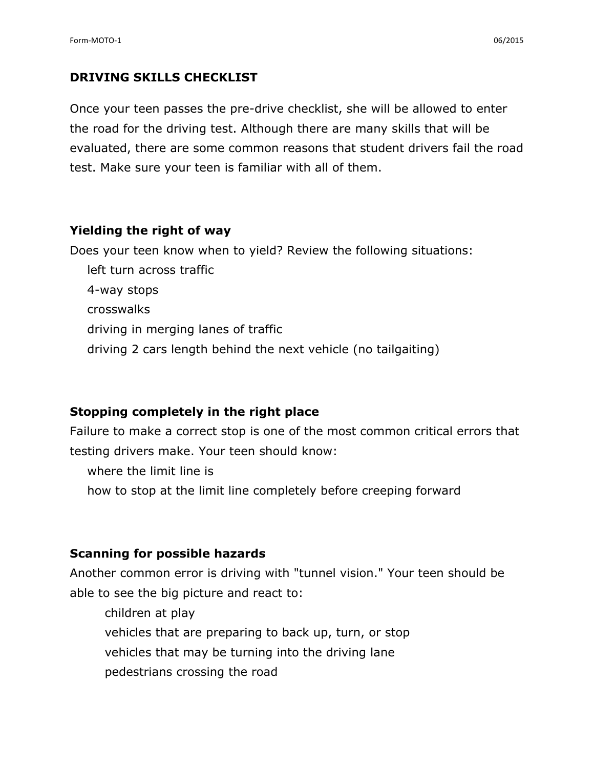## DRIVING SKILLS CHECKLIST

Once your teen passes the pre-drive checklist, she will be allowed to enter the road for the driving test. Although there are many skills that will be evaluated, there are some common reasons that student drivers fail the road test. Make sure your teen is familiar with all of them.

### Yielding the right of way

Does your teen know when to yield? Review the following situations:

- left turn across traffic
- 4-way stops
- crosswalks
- driving in merging lanes of traffic
- driving 2 cars length behind the next vehicle (no tailgaiting)

### Stopping completely in the right place

Failure to make a correct stop is one of the most common critical errors that testing drivers make. Your teen should know:

- where the limit line is
- how to stop at the limit line completely before creeping forward

### Scanning for possible hazards

Another common error is driving with "tunnel vision." Your teen should be able to see the big picture and react to:

- children at play
- vehicles that are preparing to back up, turn, or stop
- vehicles that may be turning into the driving lane
- pedestrians crossing the road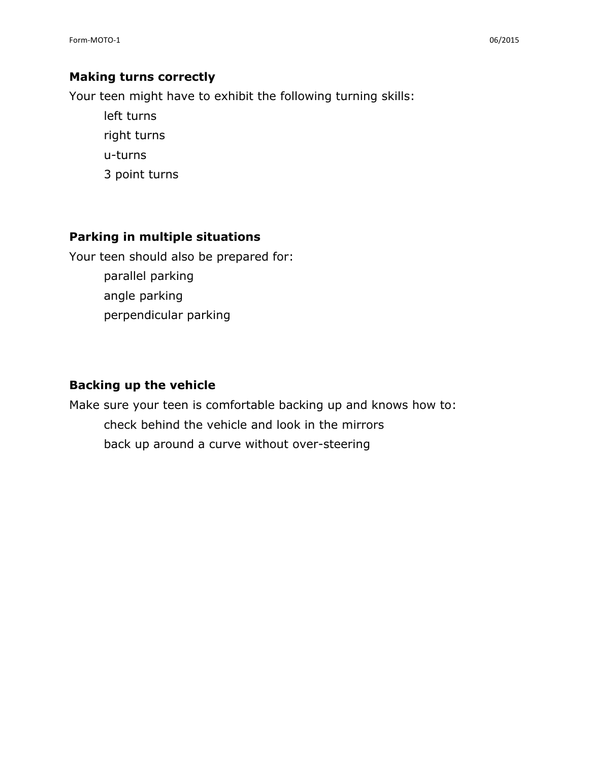**Making turns correctly**

Your teen might have to exhibit the following turning skills:

- left turns
- right turns
- u-turns
- 3 point turns

**Parking in multiple situations**

Your teen should also be prepared for:

- parallel parking
- angle parking
- perpendicular parking

**Backing up the vehicle**

Make sure your teen is comfortable backing up and knows how to:

- check behind the vehicle and look in the mirrors
- back up around a curve without over-steering